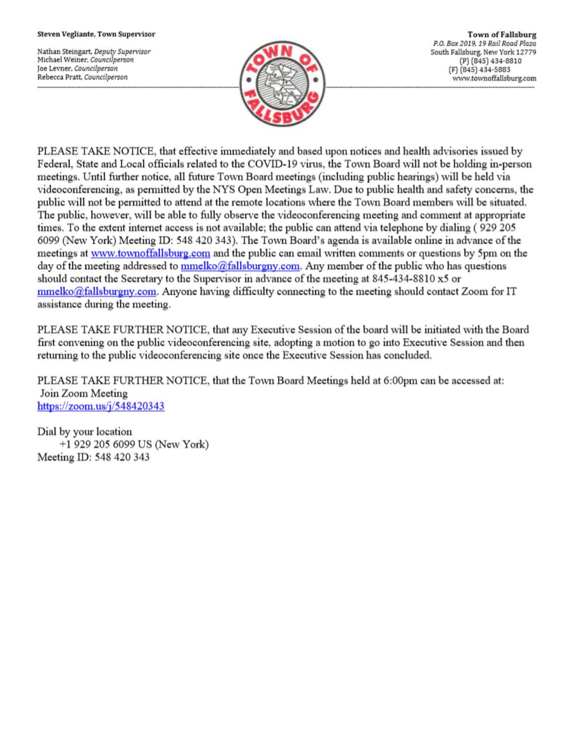**Steven Vegliante, Town Supervisor**

Nathan Steingart, *Deputy Supervisor*
Michael Weiner, *Councilperson*
Joe Levner, *Councilperson*
Rebecca Pratt, *Councilperson*

**Town of Fallsburg**
*P.O. Box 2019, 19 Rail Road Plaza*
South Fallsburg, New York 12779
(P) (845) 434-8810
(F) (845) 434-5883
www.townoffallsburg.com

---

PLEASE TAKE NOTICE, that effective immediately and based upon notices and health advisories issued by Federal, State and Local officials related to the COVID-19 virus, the Town Board will not be holding in-person meetings. Until further notice, all future Town Board meetings (including public hearings) will be held via videoconferencing, as permitted by the NYS Open Meetings Law. Due to public health and safety concerns, the public will not be permitted to attend at the remote locations where the Town Board members will be situated. The public, however, will be able to fully observe the videoconferencing meeting and comment at appropriate times. To the extent internet access is not available; the public can attend via telephone by dialing ( 929 205 6099 (New York) Meeting ID: 548 420 343). The Town Board's agenda is available online in advance of the meetings at www.townoffallsburg.com and the public can email written comments or questions by 5pm on the day of the meeting addressed to mmelko@fallsburgny.com. Any member of the public who has questions should contact the Secretary to the Supervisor in advance of the meeting at 845-434-8810 x5 or mmelko@fallsburgny.com. Anyone having difficulty connecting to the meeting should contact Zoom for IT assistance during the meeting.

PLEASE TAKE FURTHER NOTICE, that any Executive Session of the board will be initiated with the Board first convening on the public videoconferencing site, adopting a motion to go into Executive Session and then returning to the public videoconferencing site once the Executive Session has concluded.

PLEASE TAKE FURTHER NOTICE, that the Town Board Meetings held at 6:00pm can be accessed at:
Join Zoom Meeting
https://zoom.us/j/548420343

Dial by your location
+1 929 205 6099 US (New York)
Meeting ID: 548 420 343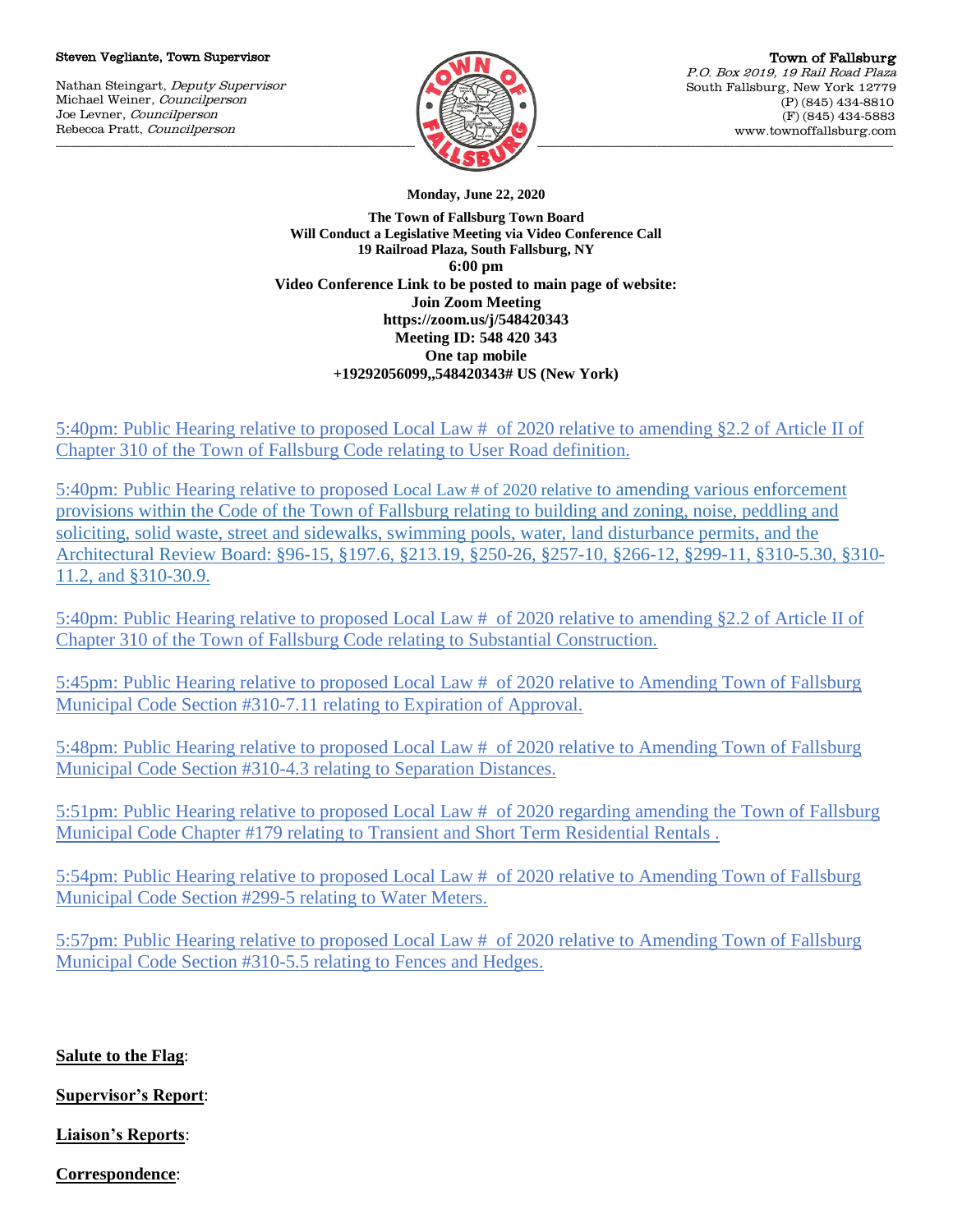Steven Vegliante, Town Supervisor

Nathan Steingart, *Deputy Supervisor*
Michael Weiner, *Councilperson*
Joe Levner, *Councilperson*
Rebecca Pratt, *Councilperson*

Town of Fallsburg
*P.O. Box 2019, 19 Rail Road Plaza*
South Fallsburg, New York 12779
(P) (845) 434-8810
(F) (845) 434-5883
www.townoffallsburg.com

**Monday, June 22, 2020**

**The Town of Fallsburg Town Board**
**Will Conduct a Legislative Meeting via Video Conference Call**
**19 Railroad Plaza, South Fallsburg, NY**
**6:00 pm**
**Video Conference Link to be posted to main page of website:**
**Join Zoom Meeting**
**https://zoom.us/j/548420343**
**Meeting ID: 548 420 343**
**One tap mobile**
**+19292056099,,548420343# US (New York)**

5:40pm: Public Hearing relative to proposed Local Law # of 2020 relative to amending §2.2 of Article II of Chapter 310 of the Town of Fallsburg Code relating to User Road definition.

5:40pm: Public Hearing relative to proposed Local Law # of 2020 relative to amending various enforcement provisions within the Code of the Town of Fallsburg relating to building and zoning, noise, peddling and soliciting, solid waste, street and sidewalks, swimming pools, water, land disturbance permits, and the Architectural Review Board: §96-15, §197.6, §213.19, §250-26, §257-10, §266-12, §299-11, §310-5.30, §310-11.2, and §310-30.9.

5:40pm: Public Hearing relative to proposed Local Law # of 2020 relative to amending §2.2 of Article II of Chapter 310 of the Town of Fallsburg Code relating to Substantial Construction.

5:45pm: Public Hearing relative to proposed Local Law # of 2020 relative to Amending Town of Fallsburg Municipal Code Section #310-7.11 relating to Expiration of Approval.

5:48pm: Public Hearing relative to proposed Local Law # of 2020 relative to Amending Town of Fallsburg Municipal Code Section #310-4.3 relating to Separation Distances.

5:51pm: Public Hearing relative to proposed Local Law # of 2020 regarding amending the Town of Fallsburg Municipal Code Chapter #179 relating to Transient and Short Term Residential Rentals .

5:54pm: Public Hearing relative to proposed Local Law # of 2020 relative to Amending Town of Fallsburg Municipal Code Section #299-5 relating to Water Meters.

5:57pm: Public Hearing relative to proposed Local Law # of 2020 relative to Amending Town of Fallsburg Municipal Code Section #310-5.5 relating to Fences and Hedges.

**Salute to the Flag**:

**Supervisor's Report**:

**Liaison's Reports**:

**Correspondence**: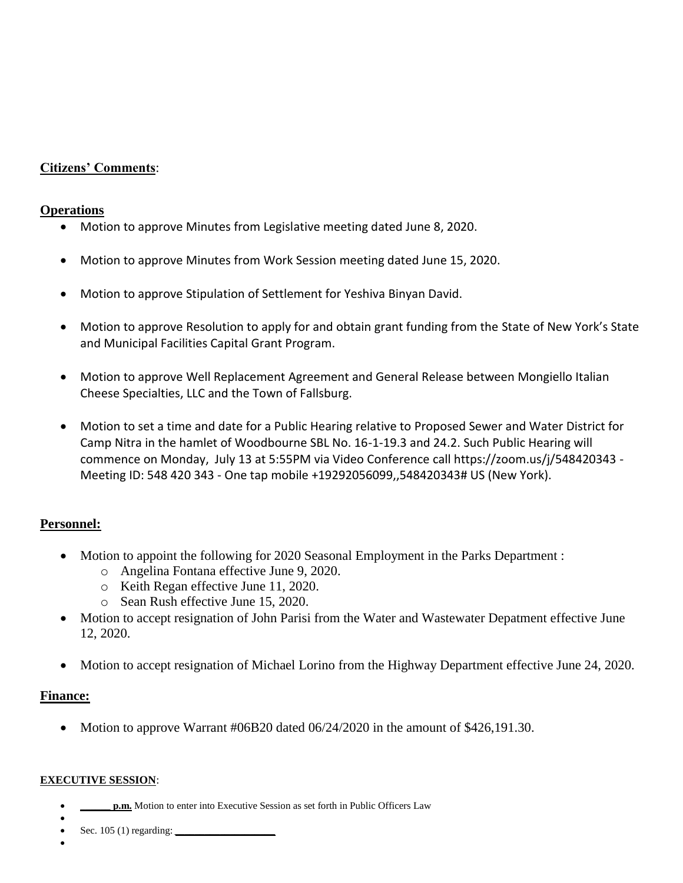**Citizens' Comments**:

**Operations**

- Motion to approve Minutes from Legislative meeting dated June 8, 2020.
- Motion to approve Minutes from Work Session meeting dated June 15, 2020.
- Motion to approve Stipulation of Settlement for Yeshiva Binyan David.
- Motion to approve Resolution to apply for and obtain grant funding from the State of New York's State and Municipal Facilities Capital Grant Program.
- Motion to approve Well Replacement Agreement and General Release between Mongiello Italian Cheese Specialties, LLC and the Town of Fallsburg.
- Motion to set a time and date for a Public Hearing relative to Proposed Sewer and Water District for Camp Nitra in the hamlet of Woodbourne SBL No. 16-1-19.3 and 24.2. Such Public Hearing will commence on Monday, July 13 at 5:55PM via Video Conference call https://zoom.us/j/548420343 - Meeting ID: 548 420 343 - One tap mobile +19292056099,,548420343# US (New York).

**Personnel:**

- Motion to appoint the following for 2020 Seasonal Employment in the Parks Department :
  - Angelina Fontana effective June 9, 2020.
  - Keith Regan effective June 11, 2020.
  - Sean Rush effective June 15, 2020.
- Motion to accept resignation of John Parisi from the Water and Wastewater Depatment effective June 12, 2020.
- Motion to accept resignation of Michael Lorino from the Highway Department effective June 24, 2020.

**Finance:**

- Motion to approve Warrant #06B20 dated 06/24/2020 in the amount of $426,191.30.

**EXECUTIVE SESSION**:

- **______ p.m.** Motion to enter into Executive Session as set forth in Public Officers Law
- 
- Sec. 105 (1) regarding: ___________________
-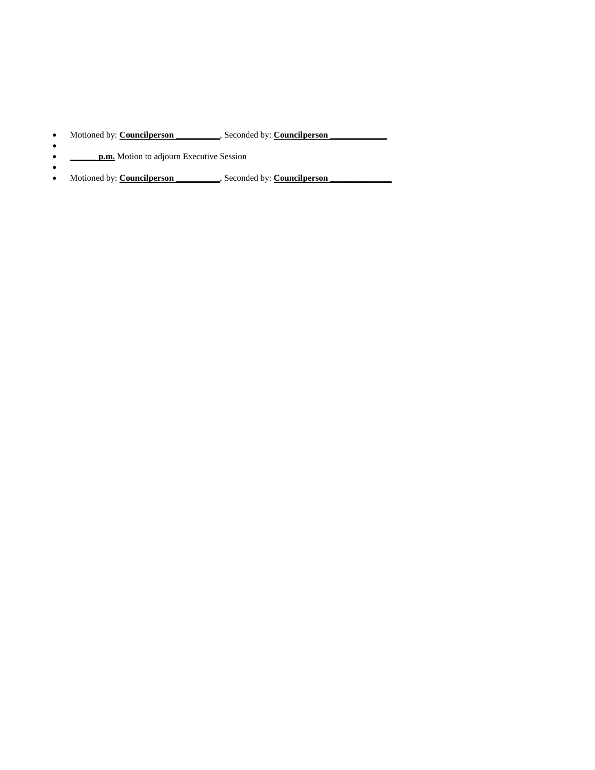- Motioned by: **Councilperson __________**, Seconded by: **Councilperson _____________**
- 
- **_______ p.m.** Motion to adjourn Executive Session
- 
- Motioned by: **Councilperson __________**, Seconded by: **Councilperson ______________**